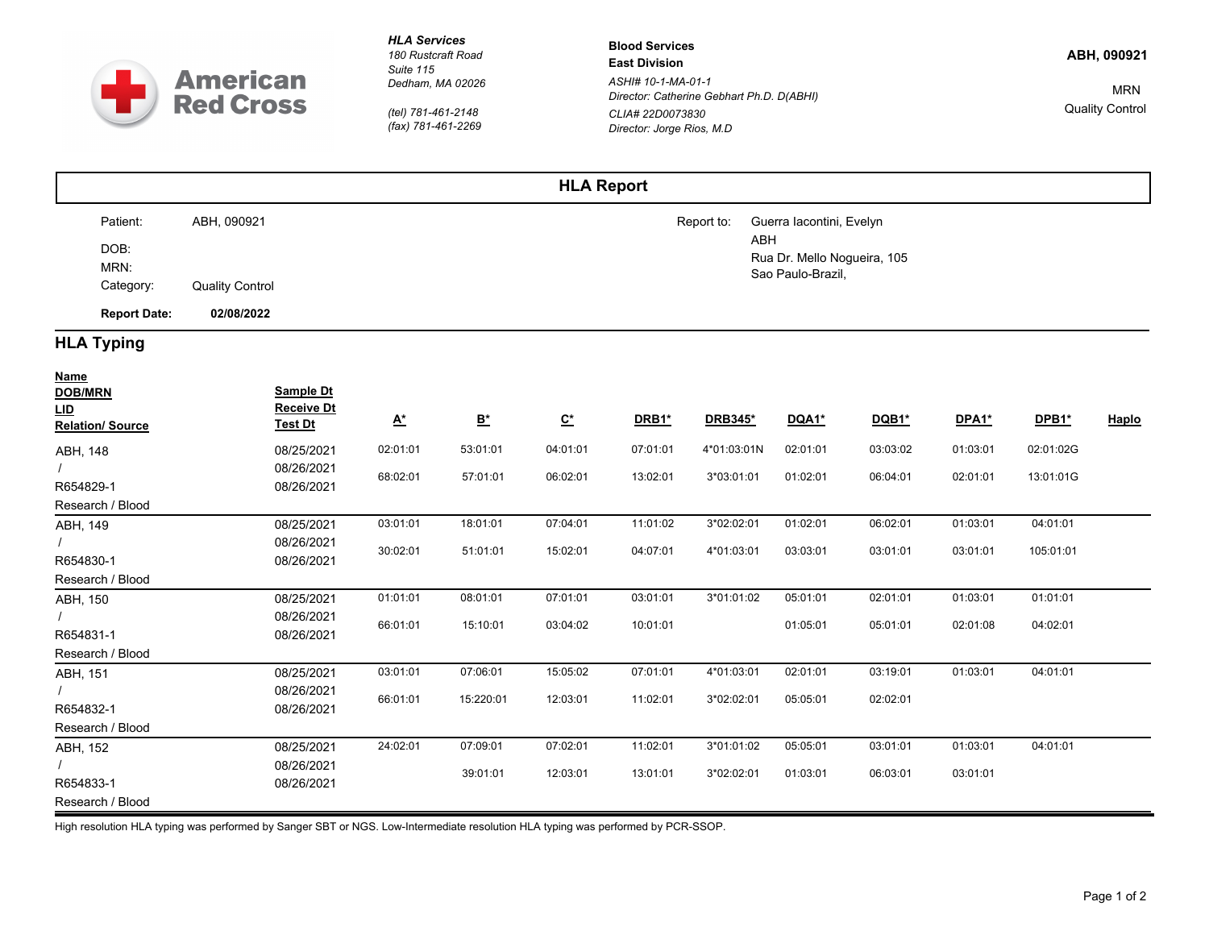**American Red Cross**

*HLA Services*
*180 Rustcraft Road*
*Suite 115*
*Dedham, MA 02026*

*(tel) 781-461-2148*
*(fax) 781-461-2269*

**Blood Services**
**East Division**
*ASHI# 10-1-MA-01-1*
*Director: Catherine Gebhart Ph.D. D(ABHI)*
*CLIA# 22D0073830*
*Director: Jorge Rios, M.D*

**ABH, 090921**

MRN
Quality Control

# HLA Report

| | | | |
|---|---|---|---|
| Patient: | ABH, 090921 | Report to: | Guerra Iacontini, Evelyn |
| DOB: | | | ABH |
| MRN: | | | Rua Dr. Mello Nogueira, 105 |
| Category: | Quality Control | | Sao Paulo-Brazil, |
| **Report Date:** | **02/08/2022** | | |

## HLA Typing

| Name / DOB/MRN / LID / Relation/ Source | Sample Dt / Receive Dt / Test Dt | A* | B* | C* | DRB1* | DRB345* | DQA1* | DQB1* | DPA1* | DPB1* | Haplo |
|---|---|---|---|---|---|---|---|---|---|---|---|
| ABH, 148 / / / R654829-1 / Research / Blood | 08/25/2021 / 08/26/2021 / 08/26/2021 | 02:01:01 / 68:02:01 | 53:01:01 / 57:01:01 | 04:01:01 / 06:02:01 | 07:01:01 / 13:02:01 | 4*01:03:01N / 3*03:01:01 | 02:01:01 / 01:02:01 | 03:03:02 / 06:04:01 | 01:03:01 / 02:01:01 | 02:01:02G / 13:01:01G | |
| ABH, 149 / / / R654830-1 / Research / Blood | 08/25/2021 / 08/26/2021 / 08/26/2021 | 03:01:01 / 30:02:01 | 18:01:01 / 51:01:01 | 07:04:01 / 15:02:01 | 11:01:02 / 04:07:01 | 3*02:02:01 / 4*01:03:01 | 01:02:01 / 03:03:01 | 06:02:01 / 03:01:01 | 01:03:01 / 03:01:01 | 04:01:01 / 105:01:01 | |
| ABH, 150 / / / R654831-1 / Research / Blood | 08/25/2021 / 08/26/2021 / 08/26/2021 | 01:01:01 / 66:01:01 | 08:01:01 / 15:10:01 | 07:01:01 / 03:04:02 | 03:01:01 / 10:01:01 | 3*01:01:02 | 05:01:01 / 01:05:01 | 02:01:01 / 05:01:01 | 01:03:01 / 02:01:08 | 01:01:01 / 04:02:01 | |
| ABH, 151 / / / R654832-1 / Research / Blood | 08/25/2021 / 08/26/2021 / 08/26/2021 | 03:01:01 / 66:01:01 | 07:06:01 / 15:220:01 | 15:05:02 / 12:03:01 | 07:01:01 / 11:02:01 | 4*01:03:01 / 3*02:02:01 | 02:01:01 / 05:05:01 | 03:19:01 / 02:02:01 | 01:03:01 | 04:01:01 | |
| ABH, 152 / / / R654833-1 / Research / Blood | 08/25/2021 / 08/26/2021 / 08/26/2021 | 24:02:01 | 07:09:01 / 39:01:01 | 07:02:01 / 12:03:01 | 11:02:01 / 13:01:01 | 3*01:01:02 / 3*02:02:01 | 05:05:01 / 01:03:01 | 03:01:01 / 06:03:01 | 01:03:01 / 03:01:01 | 04:01:01 | |

High resolution HLA typing was performed by Sanger SBT or NGS. Low-Intermediate resolution HLA typing was performed by PCR-SSOP.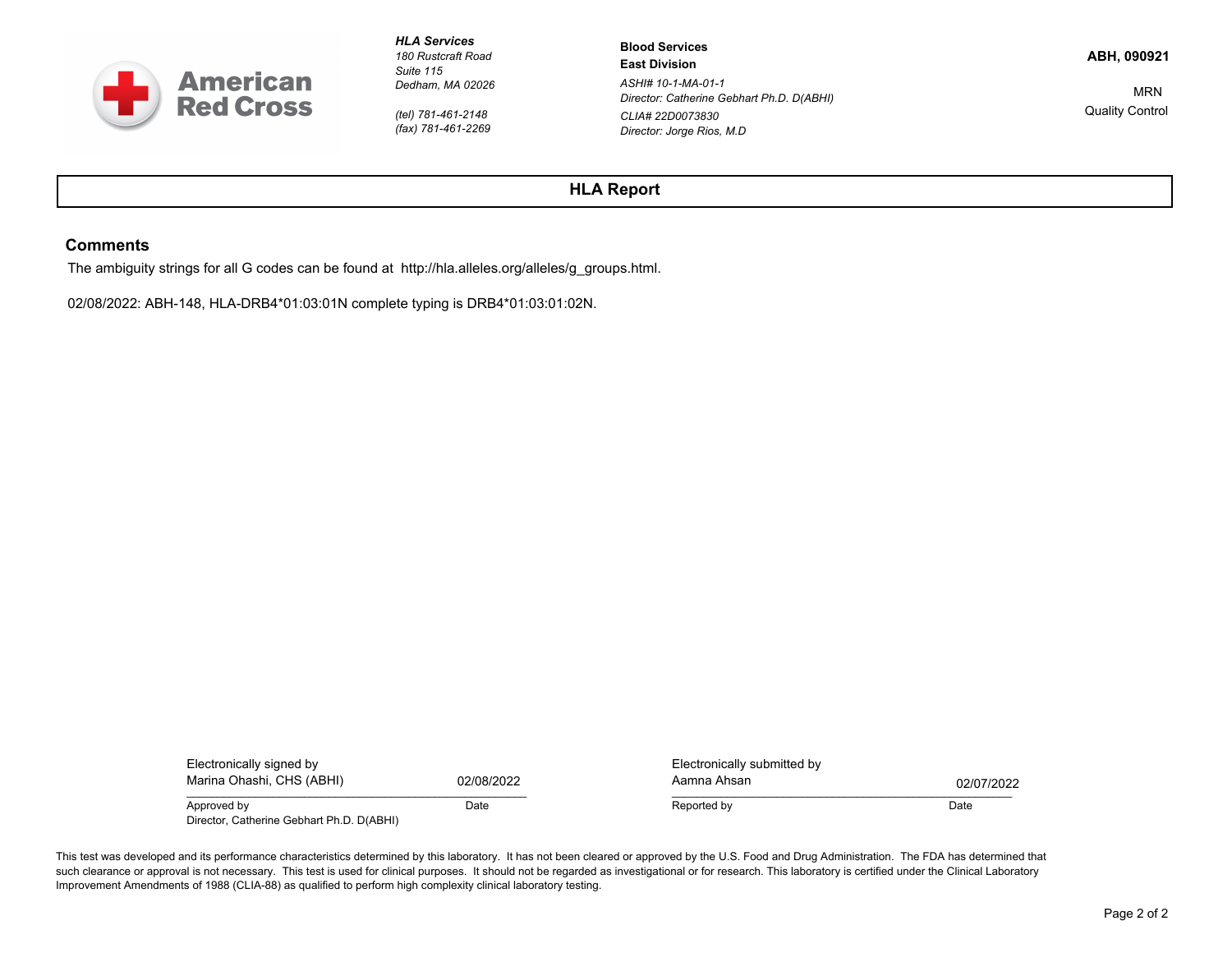**American Red Cross**

***HLA Services***
*180 Rustcraft Road*
*Suite 115*
*Dedham, MA 02026*

*(tel) 781-461-2148*
*(fax) 781-461-2269*

**Blood Services**
**East Division**
*ASHI# 10-1-MA-01-1*
*Director: Catherine Gebhart Ph.D. D(ABHI)*
*CLIA# 22D0073830*
*Director: Jorge Rios, M.D*

**ABH, 090921**

MRN
Quality Control

# HLA Report

## Comments

The ambiguity strings for all G codes can be found at http://hla.alleles.org/alleles/g_groups.html.

02/08/2022: ABH-148, HLA-DRB4*01:03:01N complete typing is DRB4*01:03:01:02N.

| Electronically signed by | | Electronically submitted by | |
|---|---|---|---|
| Marina Ohashi, CHS (ABHI) | 02/08/2022 | Aamna Ahsan | 02/07/2022 |
| Approved by | Date | Reported by | Date |
| Director, Catherine Gebhart Ph.D. D(ABHI) | | | |

This test was developed and its performance characteristics determined by this laboratory. It has not been cleared or approved by the U.S. Food and Drug Administration. The FDA has determined that such clearance or approval is not necessary. This test is used for clinical purposes. It should not be regarded as investigational or for research. This laboratory is certified under the Clinical Laboratory Improvement Amendments of 1988 (CLIA-88) as qualified to perform high complexity clinical laboratory testing.